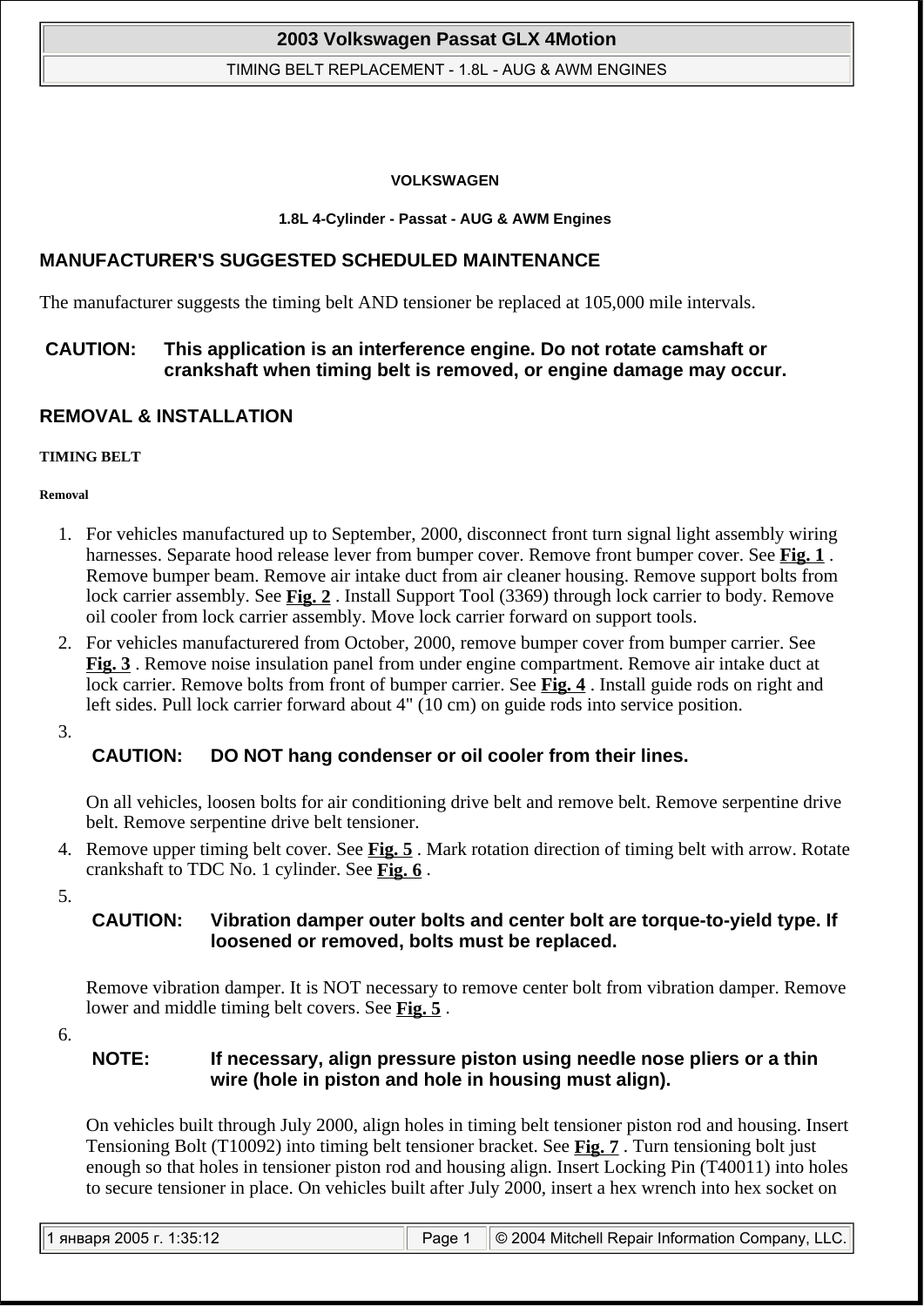# VOLKSWAGEN

## 1.8L 4-Cylinder - Passat - AUG & AWM Engines

## MANUFACTURER'S SUGGESTED SCHEDULED MAINTENANCE

The manufacturer suggests the timing belt AND tensioner be replaced at 105,000 mile intervals.

**CAUTION: This application is an interference engine. Do not rotate camshaft or crankshaft when timing belt is removed, or engine damage may occur.**

## REMOVAL & INSTALLATION

### TIMING BELT

#### Removal

1. For vehicles manufactured up to September, 2000, disconnect front turn signal light assembly wiring harnesses. Separate hood release lever from bumper cover. Remove front bumper cover. See **Fig. 1** . Remove bumper beam. Remove air intake duct from air cleaner housing. Remove support bolts from lock carrier assembly. See **Fig. 2** . Install Support Tool (3369) through lock carrier to body. Remove oil cooler from lock carrier assembly. Move lock carrier forward on support tools.
2. For vehicles manufacturered from October, 2000, remove bumper cover from bumper carrier. See **Fig. 3** . Remove noise insulation panel from under engine compartment. Remove air intake duct at lock carrier. Remove bolts from front of bumper carrier. See **Fig. 4** . Install guide rods on right and left sides. Pull lock carrier forward about 4" (10 cm) on guide rods into service position.
3. **CAUTION: DO NOT hang condenser or oil cooler from their lines.**

   On all vehicles, loosen bolts for air conditioning drive belt and remove belt. Remove serpentine drive belt. Remove serpentine drive belt tensioner.
4. Remove upper timing belt cover. See **Fig. 5** . Mark rotation direction of timing belt with arrow. Rotate crankshaft to TDC No. 1 cylinder. See **Fig. 6** .
5. **CAUTION: Vibration damper outer bolts and center bolt are torque-to-yield type. If loosened or removed, bolts must be replaced.**

   Remove vibration damper. It is NOT necessary to remove center bolt from vibration damper. Remove lower and middle timing belt covers. See **Fig. 5** .
6. **NOTE: If necessary, align pressure piston using needle nose pliers or a thin wire (hole in piston and hole in housing must align).**

   On vehicles built through July 2000, align holes in timing belt tensioner piston rod and housing. Insert Tensioning Bolt (T10092) into timing belt tensioner bracket. See **Fig. 7** . Turn tensioning bolt just enough so that holes in tensioner piston rod and housing align. Insert Locking Pin (T40011) into holes to secure tensioner in place. On vehicles built after July 2000, insert a hex wrench into hex socket on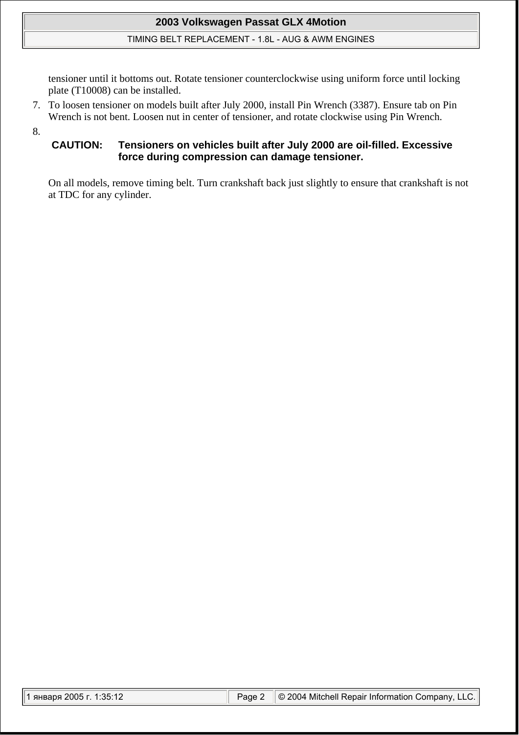tensioner until it bottoms out. Rotate tensioner counterclockwise using uniform force until locking plate (T10008) can be installed.

7. To loosen tensioner on models built after July 2000, install Pin Wrench (3387). Ensure tab on Pin Wrench is not bent. Loosen nut in center of tensioner, and rotate clockwise using Pin Wrench.
8. **CAUTION: Tensioners on vehicles built after July 2000 are oil-filled. Excessive force during compression can damage tensioner.**

   On all models, remove timing belt. Turn crankshaft back just slightly to ensure that crankshaft is not at TDC for any cylinder.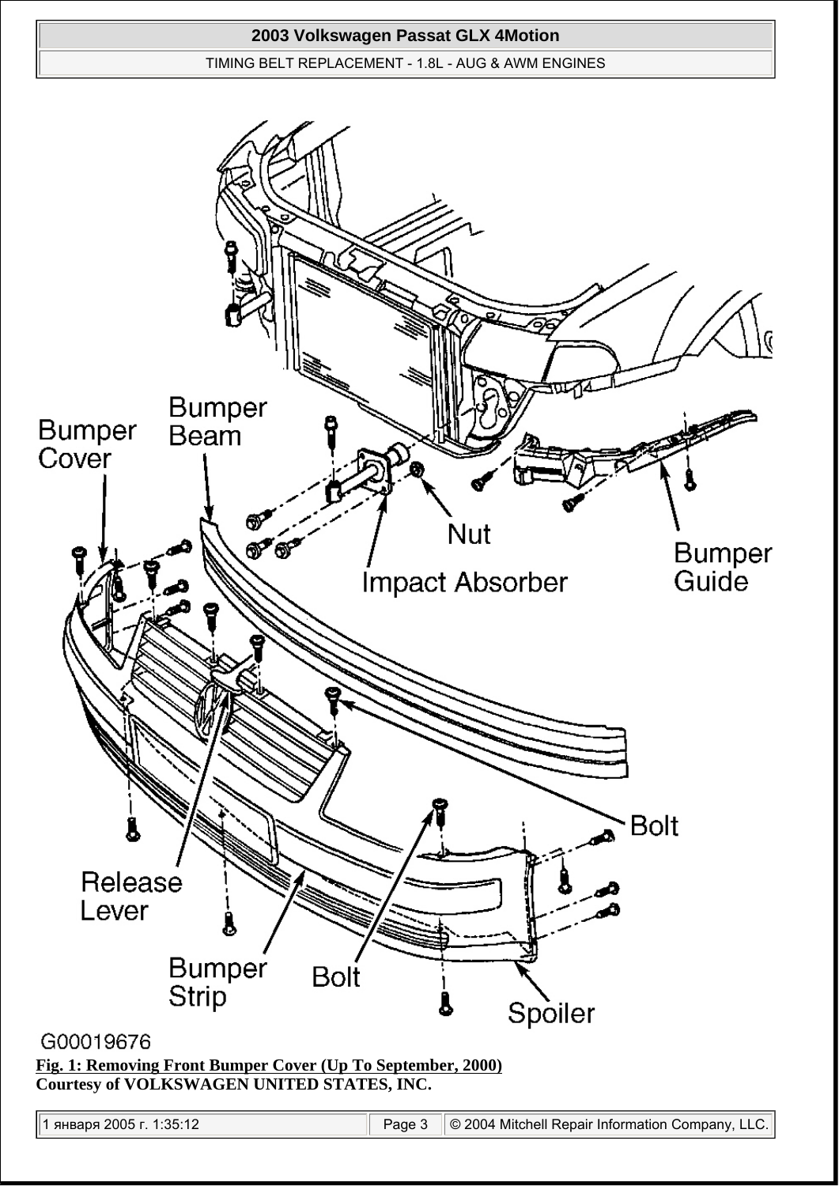**Fig. 1: Removing Front Bumper Cover (Up To September, 2000)**
**Courtesy of VOLKSWAGEN UNITED STATES, INC.**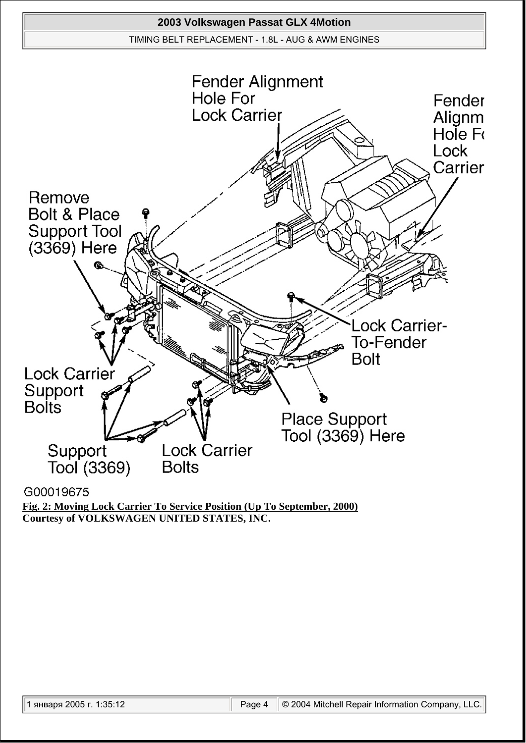Fender Alignment Hole For Lock Carrier

Fender Alignm Hole Fo Lock Carrier

Remove Bolt & Place Support Tool (3369) Here

Lock Carrier-To-Fender Bolt

Lock Carrier Support Bolts

Place Support Tool (3369) Here

Support Tool (3369)

Lock Carrier Bolts

G00019675

**Fig. 2: Moving Lock Carrier To Service Position (Up To September, 2000)**
**Courtesy of VOLKSWAGEN UNITED STATES, INC.**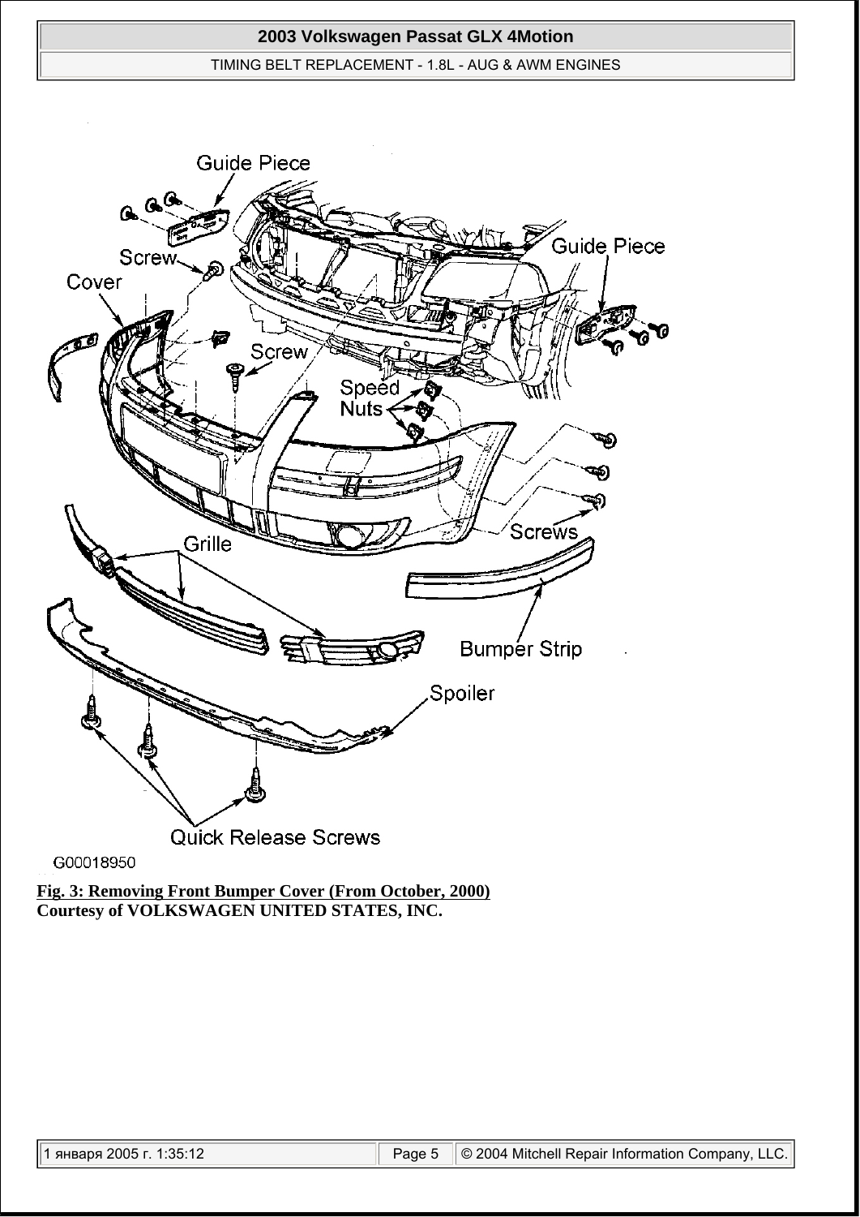**Fig. 3: Removing Front Bumper Cover (From October, 2000)**
**Courtesy of VOLKSWAGEN UNITED STATES, INC.**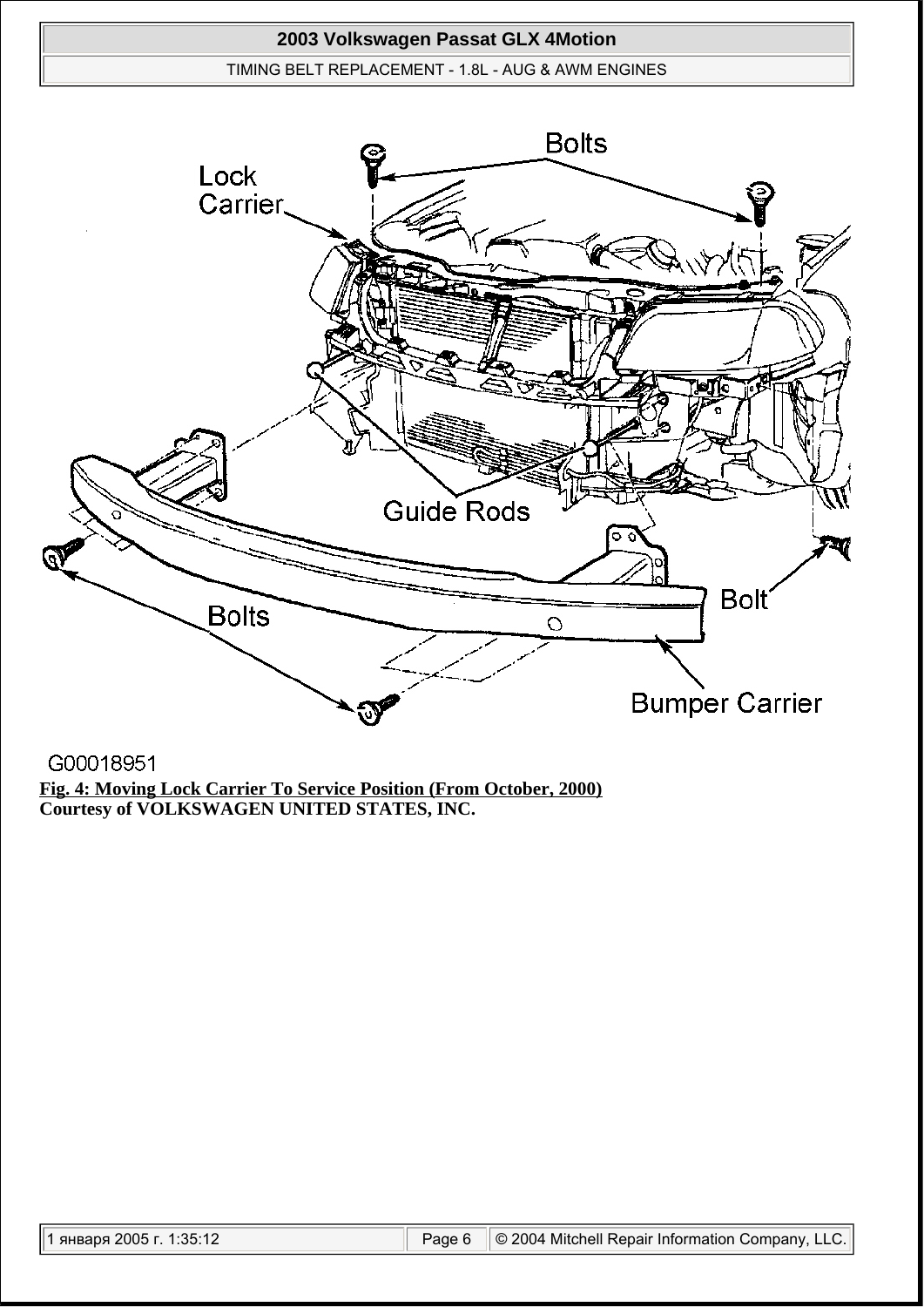G00018951

**Fig. 4: Moving Lock Carrier To Service Position (From October, 2000)**
**Courtesy of VOLKSWAGEN UNITED STATES, INC.**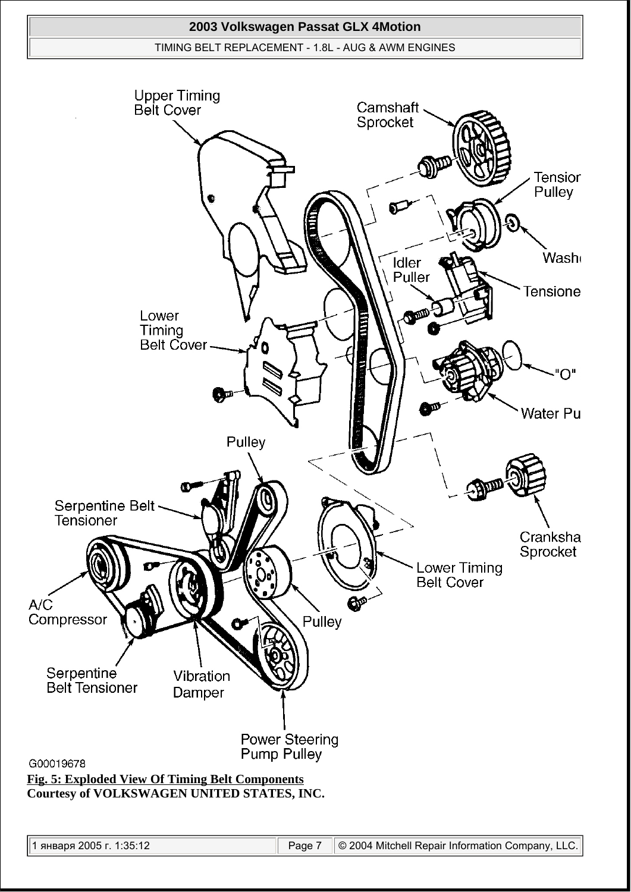Upper Timing Belt Cover

Camshaft Sprocket

Tensior Pulley

Washe

Idler Puller

Tensione

Lower Timing Belt Cover

"O"

Water Pu

Pulley

Serpentine Belt Tensioner

Cranksha Sprocket

Lower Timing Belt Cover

A/C Compressor

Pulley

Serpentine Belt Tensioner

Vibration Damper

Power Steering Pump Pulley

G00019678

**Fig. 5: Exploded View Of Timing Belt Components**
**Courtesy of VOLKSWAGEN UNITED STATES, INC.**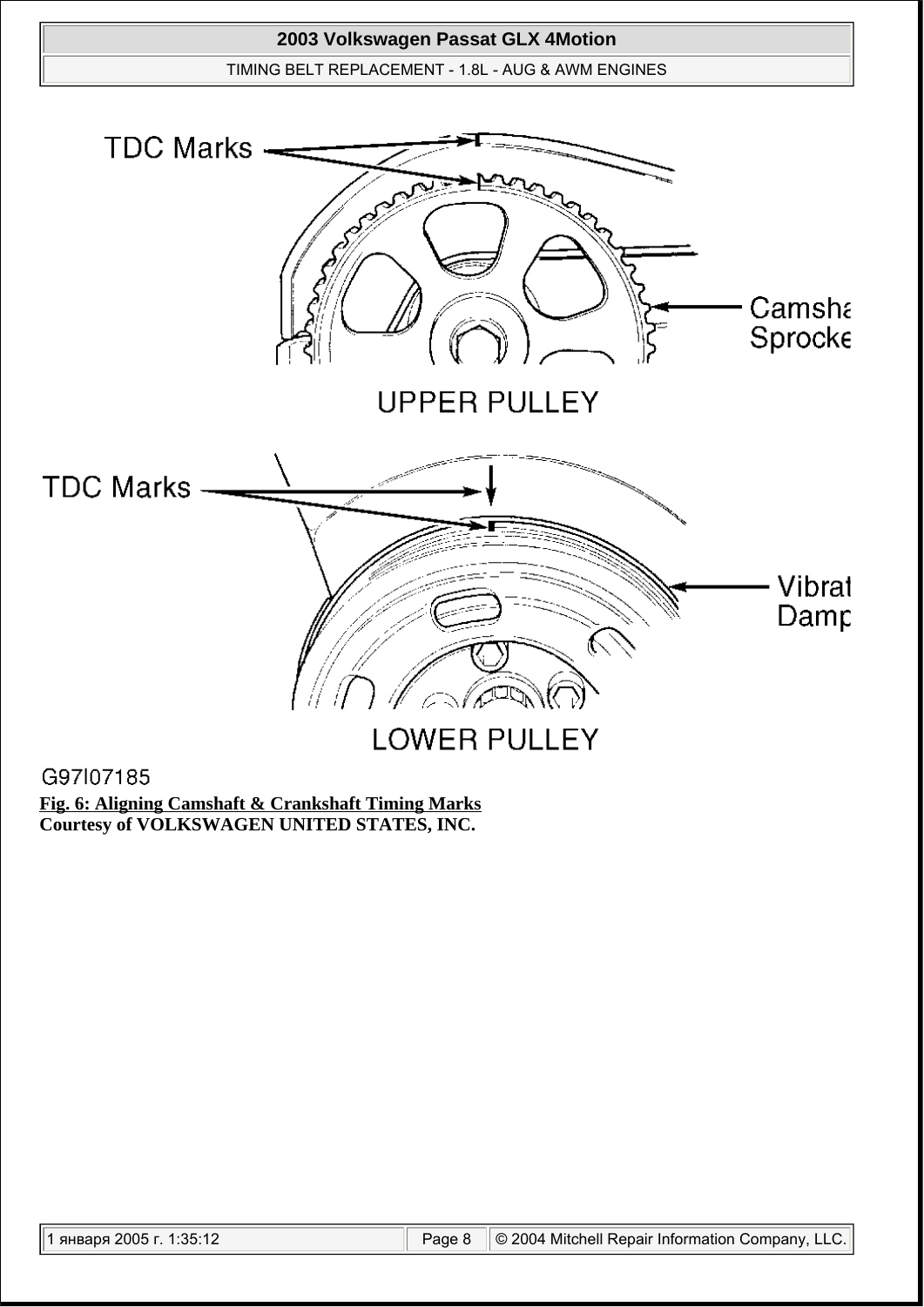TDC Marks

Camshaft Sprocket

UPPER PULLEY

TDC Marks

Vibration Damper

LOWER PULLEY

G97I07185

**Fig. 6: Aligning Camshaft & Crankshaft Timing Marks**
**Courtesy of VOLKSWAGEN UNITED STATES, INC.**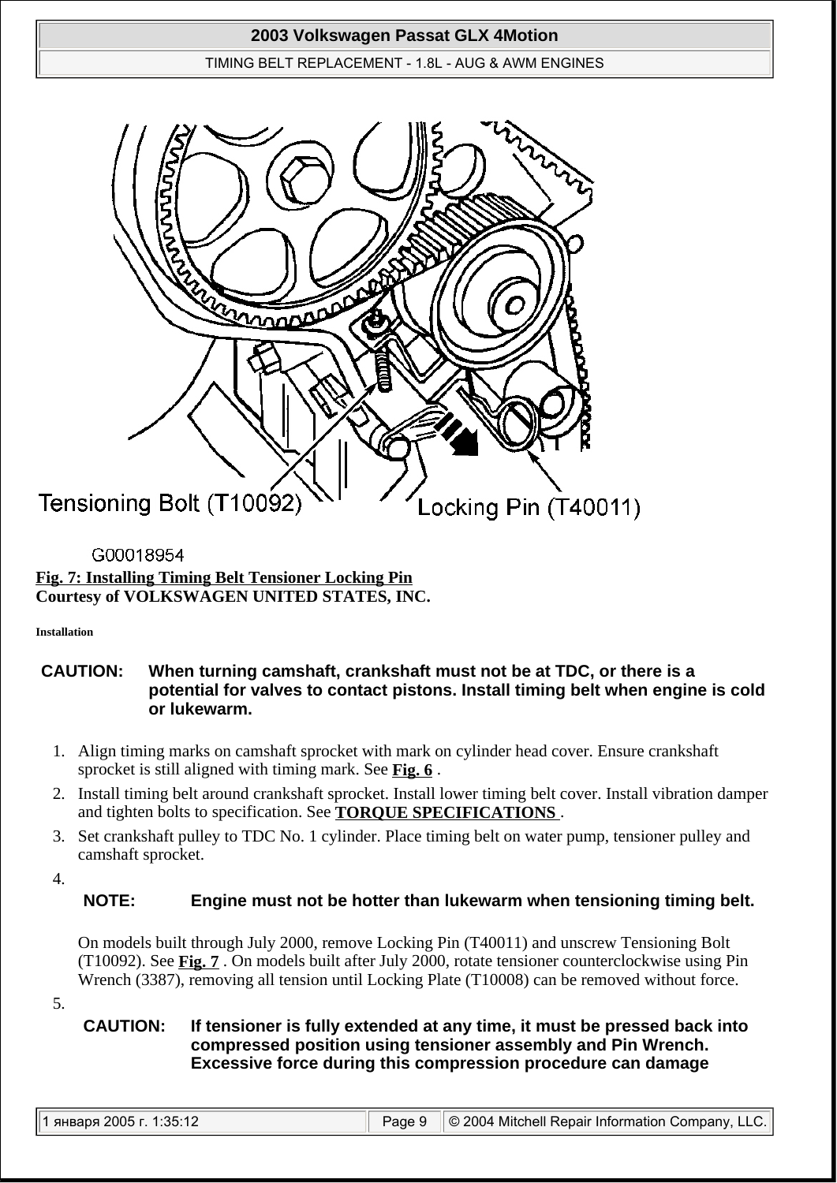Tensioning Bolt (T10092)

Locking Pin (T40011)

G00018954

**Fig. 7: Installing Timing Belt Tensioner Locking Pin**
**Courtesy of VOLKSWAGEN UNITED STATES, INC.**

**Installation**

**CAUTION: When turning camshaft, crankshaft must not be at TDC, or there is a potential for valves to contact pistons. Install timing belt when engine is cold or lukewarm.**

1. Align timing marks on camshaft sprocket with mark on cylinder head cover. Ensure crankshaft sprocket is still aligned with timing mark. See **Fig. 6** .
2. Install timing belt around crankshaft sprocket. Install lower timing belt cover. Install vibration damper and tighten bolts to specification. See **TORQUE SPECIFICATIONS** .
3. Set crankshaft pulley to TDC No. 1 cylinder. Place timing belt on water pump, tensioner pulley and camshaft sprocket.
4. **NOTE: Engine must not be hotter than lukewarm when tensioning timing belt.**

   On models built through July 2000, remove Locking Pin (T40011) and unscrew Tensioning Bolt (T10092). See **Fig. 7** . On models built after July 2000, rotate tensioner counterclockwise using Pin Wrench (3387), removing all tension until Locking Plate (T10008) can be removed without force.
5. **CAUTION: If tensioner is fully extended at any time, it must be pressed back into compressed position using tensioner assembly and Pin Wrench. Excessive force during this compression procedure can damage**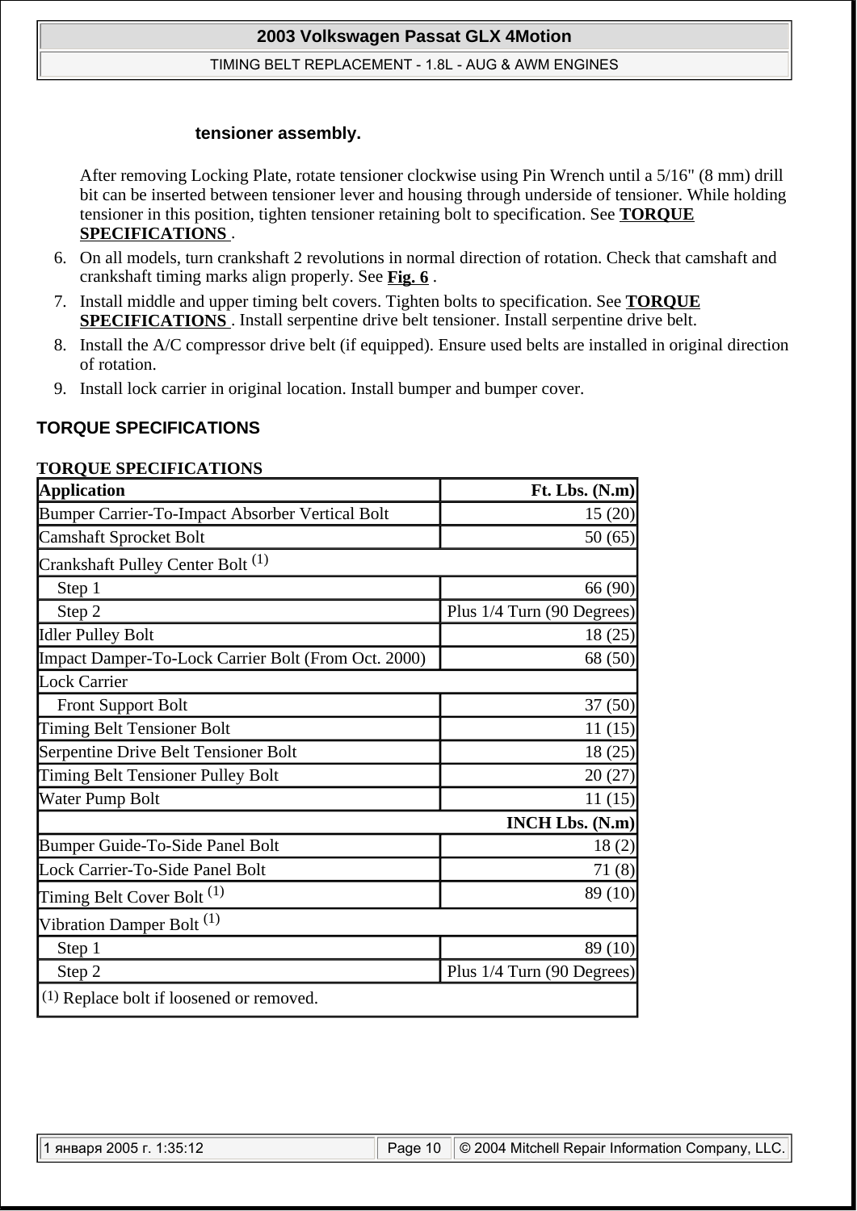**tensioner assembly.**

After removing Locking Plate, rotate tensioner clockwise using Pin Wrench until a 5/16" (8 mm) drill bit can be inserted between tensioner lever and housing through underside of tensioner. While holding tensioner in this position, tighten tensioner retaining bolt to specification. See **TORQUE SPECIFICATIONS** .

6. On all models, turn crankshaft 2 revolutions in normal direction of rotation. Check that camshaft and crankshaft timing marks align properly. See **Fig. 6** .
7. Install middle and upper timing belt covers. Tighten bolts to specification. See **TORQUE SPECIFICATIONS** . Install serpentine drive belt tensioner. Install serpentine drive belt.
8. Install the A/C compressor drive belt (if equipped). Ensure used belts are installed in original direction of rotation.
9. Install lock carrier in original location. Install bumper and bumper cover.

## TORQUE SPECIFICATIONS

**TORQUE SPECIFICATIONS**

| Application | Ft. Lbs. (N.m) |
|---|---|
| Bumper Carrier-To-Impact Absorber Vertical Bolt | 15 (20) |
| Camshaft Sprocket Bolt | 50 (65) |
| Crankshaft Pulley Center Bolt [1] | |
| Step 1 | 66 (90) |
| Step 2 | Plus 1/4 Turn (90 Degrees) |
| Idler Pulley Bolt | 18 (25) |
| Impact Damper-To-Lock Carrier Bolt (From Oct. 2000) | 68 (50) |
| Lock Carrier | |
| Front Support Bolt | 37 (50) |
| Timing Belt Tensioner Bolt | 11 (15) |
| Serpentine Drive Belt Tensioner Bolt | 18 (25) |
| Timing Belt Tensioner Pulley Bolt | 20 (27) |
| Water Pump Bolt | 11 (15) |
| | **INCH Lbs. (N.m)** |
| Bumper Guide-To-Side Panel Bolt | 18 (2) |
| Lock Carrier-To-Side Panel Bolt | 71 (8) |
| Timing Belt Cover Bolt [1] | 89 (10) |
| Vibration Damper Bolt [1] | |
| Step 1 | 89 (10) |
| Step 2 | Plus 1/4 Turn (90 Degrees) |
| (1) Replace bolt if loosened or removed. | |